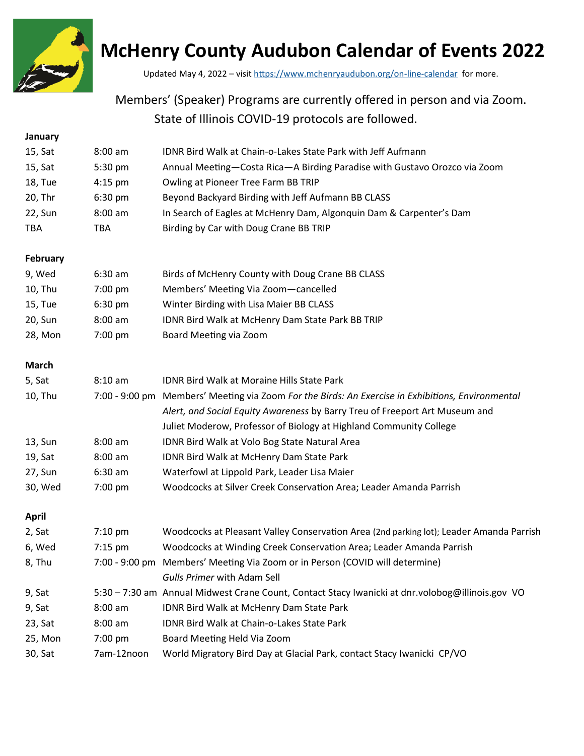# McHenry County Audubon Calendar of Events 2022

Updated May 4, 2022 – visit https://www.mchenryaudubon.org/on-line-calendar for more.

Members' (Speaker) Programs are currently offered in person and via Zoom.
State of Illinois COVID-19 protocols are followed.

**January**

| | | |
|---|---|---|
| 15, Sat | 8:00 am | IDNR Bird Walk at Chain-o-Lakes State Park with Jeff Aufmann |
| 15, Sat | 5:30 pm | Annual Meeting—Costa Rica—A Birding Paradise with Gustavo Orozco via Zoom |
| 18, Tue | 4:15 pm | Owling at Pioneer Tree Farm BB TRIP |
| 20, Thr | 6:30 pm | Beyond Backyard Birding with Jeff Aufmann BB CLASS |
| 22, Sun | 8:00 am | In Search of Eagles at McHenry Dam, Algonquin Dam & Carpenter's Dam |
| TBA | TBA | Birding by Car with Doug Crane BB TRIP |

**February**

| | | |
|---|---|---|
| 9, Wed | 6:30 am | Birds of McHenry County with Doug Crane BB CLASS |
| 10, Thu | 7:00 pm | Members' Meeting Via Zoom—cancelled |
| 15, Tue | 6:30 pm | Winter Birding with Lisa Maier BB CLASS |
| 20, Sun | 8:00 am | IDNR Bird Walk at McHenry Dam State Park BB TRIP |
| 28, Mon | 7:00 pm | Board Meeting via Zoom |

**March**

| | | |
|---|---|---|
| 5, Sat | 8:10 am | IDNR Bird Walk at Moraine Hills State Park |
| 10, Thu | 7:00 - 9:00 pm | Members' Meeting via Zoom *For the Birds: An Exercise in Exhibitions, Environmental Alert, and Social Equity Awareness* by Barry Treu of Freeport Art Museum and Juliet Moderow, Professor of Biology at Highland Community College |
| 13, Sun | 8:00 am | IDNR Bird Walk at Volo Bog State Natural Area |
| 19, Sat | 8:00 am | IDNR Bird Walk at McHenry Dam State Park |
| 27, Sun | 6:30 am | Waterfowl at Lippold Park, Leader Lisa Maier |
| 30, Wed | 7:00 pm | Woodcocks at Silver Creek Conservation Area; Leader Amanda Parrish |

**April**

| | | |
|---|---|---|
| 2, Sat | 7:10 pm | Woodcocks at Pleasant Valley Conservation Area (2nd parking lot); Leader Amanda Parrish |
| 6, Wed | 7:15 pm | Woodcocks at Winding Creek Conservation Area; Leader Amanda Parrish |
| 8, Thu | 7:00 - 9:00 pm | Members' Meeting Via Zoom or in Person (COVID will determine) *Gulls Primer* with Adam Sell |
| 9, Sat | 5:30 – 7:30 am | Annual Midwest Crane Count, Contact Stacy Iwanicki at dnr.volobog@illinois.gov VO |
| 9, Sat | 8:00 am | IDNR Bird Walk at McHenry Dam State Park |
| 23, Sat | 8:00 am | IDNR Bird Walk at Chain-o-Lakes State Park |
| 25, Mon | 7:00 pm | Board Meeting Held Via Zoom |
| 30, Sat | 7am-12noon | World Migratory Bird Day at Glacial Park, contact Stacy Iwanicki CP/VO |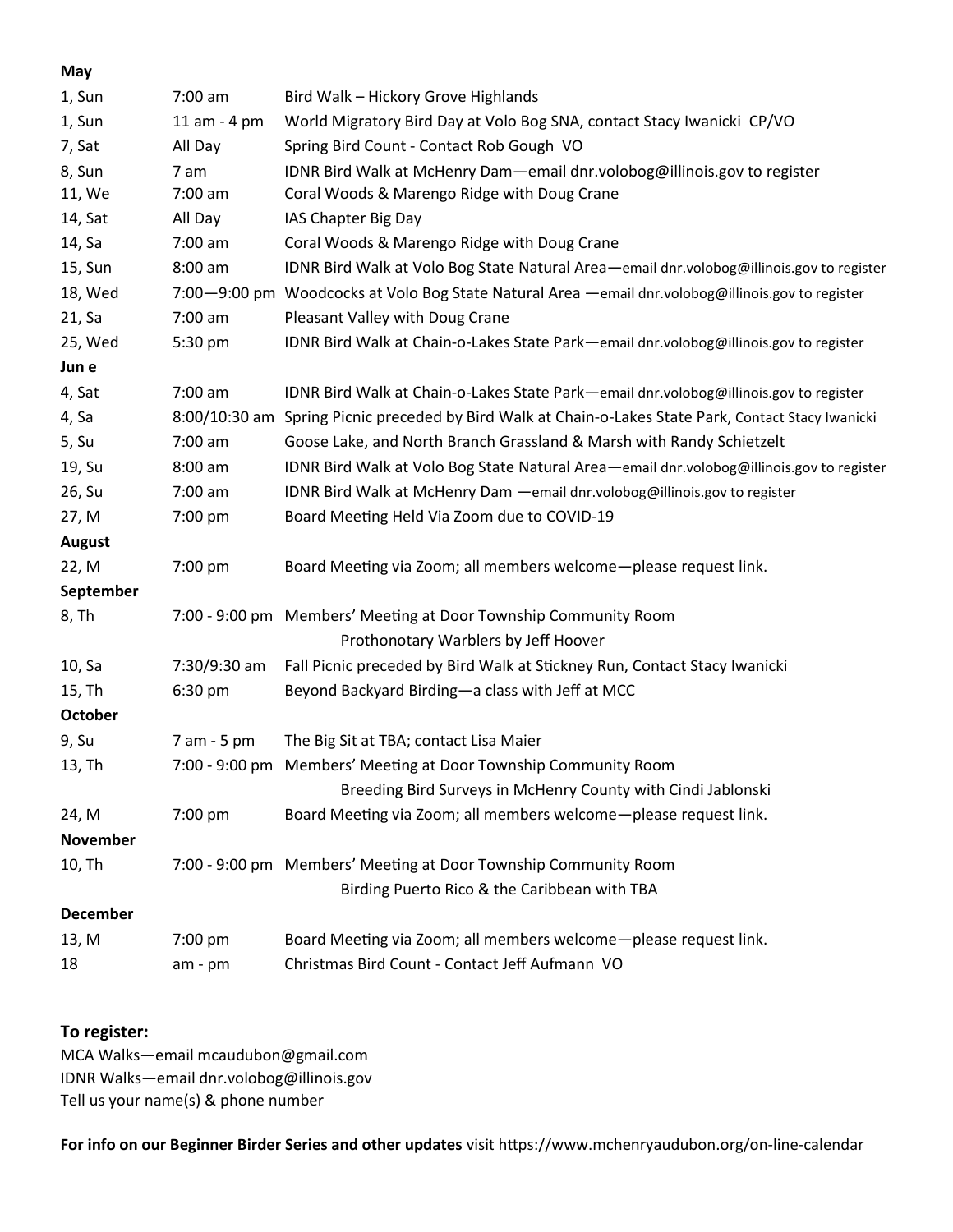| | | |
|---|---|---|
| **May** | | |
| 1, Sun | 7:00 am | Bird Walk – Hickory Grove Highlands |
| 1, Sun | 11 am - 4 pm | World Migratory Bird Day at Volo Bog SNA, contact Stacy Iwanicki CP/VO |
| 7, Sat | All Day | Spring Bird Count - Contact Rob Gough VO |
| 8, Sun | 7 am | IDNR Bird Walk at McHenry Dam—email dnr.volobog@illinois.gov to register |
| 11, We | 7:00 am | Coral Woods & Marengo Ridge with Doug Crane |
| 14, Sat | All Day | IAS Chapter Big Day |
| 14, Sa | 7:00 am | Coral Woods & Marengo Ridge with Doug Crane |
| 15, Sun | 8:00 am | IDNR Bird Walk at Volo Bog State Natural Area—email dnr.volobog@illinois.gov to register |
| 18, Wed | 7:00—9:00 pm | Woodcocks at Volo Bog State Natural Area —email dnr.volobog@illinois.gov to register |
| 21, Sa | 7:00 am | Pleasant Valley with Doug Crane |
| 25, Wed | 5:30 pm | IDNR Bird Walk at Chain-o-Lakes State Park—email dnr.volobog@illinois.gov to register |
| **Jun e** | | |
| 4, Sat | 7:00 am | IDNR Bird Walk at Chain-o-Lakes State Park—email dnr.volobog@illinois.gov to register |
| 4, Sa | 8:00/10:30 am | Spring Picnic preceded by Bird Walk at Chain-o-Lakes State Park, Contact Stacy Iwanicki |
| 5, Su | 7:00 am | Goose Lake, and North Branch Grassland & Marsh with Randy Schietzelt |
| 19, Su | 8:00 am | IDNR Bird Walk at Volo Bog State Natural Area—email dnr.volobog@illinois.gov to register |
| 26, Su | 7:00 am | IDNR Bird Walk at McHenry Dam —email dnr.volobog@illinois.gov to register |
| 27, M | 7:00 pm | Board Meeting Held Via Zoom due to COVID-19 |
| **August** | | |
| 22, M | 7:00 pm | Board Meeting via Zoom; all members welcome—please request link. |
| **September** | | |
| 8, Th | 7:00 - 9:00 pm | Members' Meeting at Door Township Community Room<br>Prothonotary Warblers by Jeff Hoover |
| 10, Sa | 7:30/9:30 am | Fall Picnic preceded by Bird Walk at Stickney Run, Contact Stacy Iwanicki |
| 15, Th | 6:30 pm | Beyond Backyard Birding—a class with Jeff at MCC |
| **October** | | |
| 9, Su | 7 am - 5 pm | The Big Sit at TBA; contact Lisa Maier |
| 13, Th | 7:00 - 9:00 pm | Members' Meeting at Door Township Community Room<br>Breeding Bird Surveys in McHenry County with Cindi Jablonski |
| 24, M | 7:00 pm | Board Meeting via Zoom; all members welcome—please request link. |
| **November** | | |
| 10, Th | 7:00 - 9:00 pm | Members' Meeting at Door Township Community Room<br>Birding Puerto Rico & the Caribbean with TBA |
| **December** | | |
| 13, M | 7:00 pm | Board Meeting via Zoom; all members welcome—please request link. |
| 18 | am - pm | Christmas Bird Count - Contact Jeff Aufmann VO |

**To register:**

MCA Walks—email mcaudubon@gmail.com
IDNR Walks—email dnr.volobog@illinois.gov
Tell us your name(s) & phone number

**For info on our Beginner Birder Series and other updates** visit https://www.mchenryaudubon.org/on-line-calendar